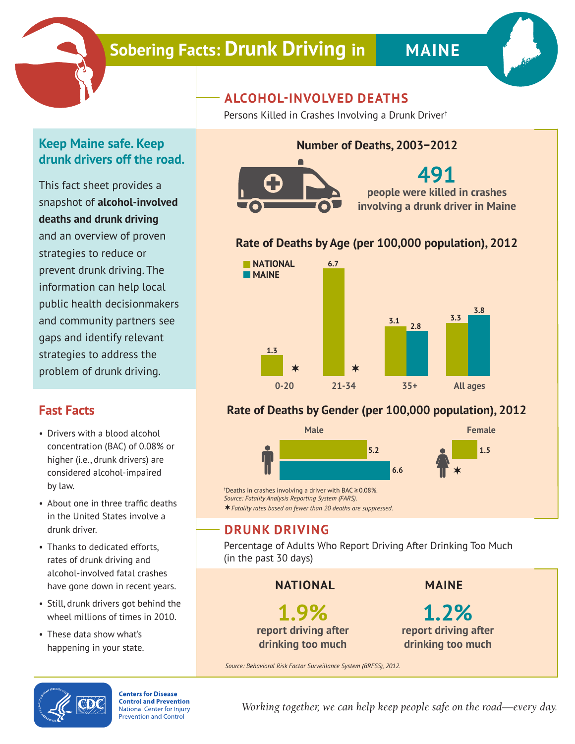# Sobering Facts: Drunk Driving in MAINE

## Keep Maine safe. Keep drunk drivers off the road.

This fact sheet provides a snapshot of **alcohol-involved deaths and drunk driving** and an overview of proven strategies to reduce or prevent drunk driving. The information can help local public health decisionmakers and community partners see gaps and identify relevant strategies to address the problem of drunk driving.

## Fast Facts

- Drivers with a blood alcohol concentration (BAC) of 0.08% or higher (i.e., drunk drivers) are considered alcohol-impaired by law.
- About one in three traffic deaths in the United States involve a drunk driver.
- Thanks to dedicated efforts, rates of drunk driving and alcohol-involved fatal crashes have gone down in recent years.
- Still, drunk drivers got behind the wheel millions of times in 2010.
- These data show what's happening in your state.

## ALCOHOL-INVOLVED DEATHS

Persons Killed in Crashes Involving a Drunk Driver†

### Number of Deaths, 2003–2012

**491** people were killed in crashes involving a drunk driver in Maine

### Rate of Deaths by Age (per 100,000 population), 2012

| Age | National | Maine |
|---|---|---|
| 0-20 | 1.3 | ✶ |
| 21-34 | 6.7 | ✶ |
| 35+ | 3.1 | 2.8 |
| All ages | 3.3 | 3.8 |

### Rate of Deaths by Gender (per 100,000 population), 2012

| Gender | National | Maine |
|---|---|---|
| Male | 5.2 | 6.6 |
| Female | 1.5 | ✶ |

†Deaths in crashes involving a driver with BAC ≥ 0.08%.

*Source: Fatality Analysis Reporting System (FARS).*

✶ *Fatality rates based on fewer than 20 deaths are suppressed.*

## DRUNK DRIVING

Percentage of Adults Who Report Driving After Drinking Too Much (in the past 30 days)

**NATIONAL**

**1.9%** report driving after drinking too much

**MAINE**

**1.2%** report driving after drinking too much

*Source: Behavioral Risk Factor Surveillance System (BRFSS), 2012.*

Centers for Disease Control and Prevention
National Center for Injury Prevention and Control

*Working together, we can help keep people safe on the road—every day.*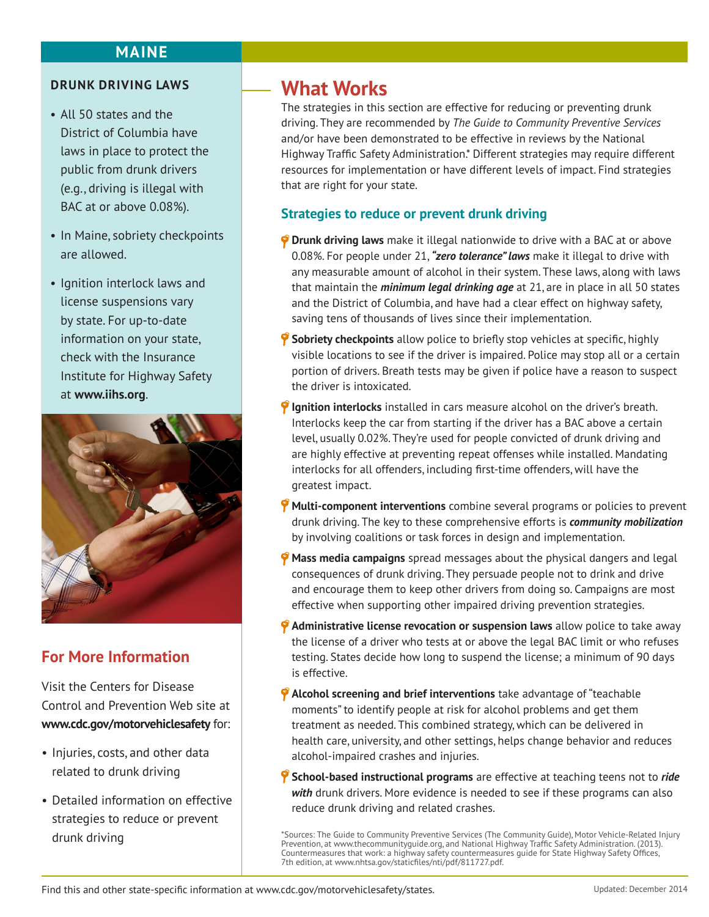## MAINE

### DRUNK DRIVING LAWS

- All 50 states and the District of Columbia have laws in place to protect the public from drunk drivers (e.g., driving is illegal with BAC at or above 0.08%).
- In Maine, sobriety checkpoints are allowed.
- Ignition interlock laws and license suspensions vary by state. For up-to-date information on your state, check with the Insurance Institute for Highway Safety at **www.iihs.org**.

## For More Information

Visit the Centers for Disease Control and Prevention Web site at **www.cdc.gov/motorvehiclesafety** for:

- Injuries, costs, and other data related to drunk driving
- Detailed information on effective strategies to reduce or prevent drunk driving

# What Works

The strategies in this section are effective for reducing or preventing drunk driving. They are recommended by *The Guide to Community Preventive Services* and/or have been demonstrated to be effective in reviews by the National Highway Traffic Safety Administration.* Different strategies may require different resources for implementation or have different levels of impact. Find strategies that are right for your state.

### Strategies to reduce or prevent drunk driving

- **Drunk driving laws** make it illegal nationwide to drive with a BAC at or above 0.08%. For people under 21, ***"zero tolerance" laws*** make it illegal to drive with any measurable amount of alcohol in their system. These laws, along with laws that maintain the ***minimum legal drinking age*** at 21, are in place in all 50 states and the District of Columbia, and have had a clear effect on highway safety, saving tens of thousands of lives since their implementation.
- **Sobriety checkpoints** allow police to briefly stop vehicles at specific, highly visible locations to see if the driver is impaired. Police may stop all or a certain portion of drivers. Breath tests may be given if police have a reason to suspect the driver is intoxicated.
- **Ignition interlocks** installed in cars measure alcohol on the driver's breath. Interlocks keep the car from starting if the driver has a BAC above a certain level, usually 0.02%. They're used for people convicted of drunk driving and are highly effective at preventing repeat offenses while installed. Mandating interlocks for all offenders, including first-time offenders, will have the greatest impact.
- **Multi-component interventions** combine several programs or policies to prevent drunk driving. The key to these comprehensive efforts is ***community mobilization*** by involving coalitions or task forces in design and implementation.
- **Mass media campaigns** spread messages about the physical dangers and legal consequences of drunk driving. They persuade people not to drink and drive and encourage them to keep other drivers from doing so. Campaigns are most effective when supporting other impaired driving prevention strategies.
- **Administrative license revocation or suspension laws** allow police to take away the license of a driver who tests at or above the legal BAC limit or who refuses testing. States decide how long to suspend the license; a minimum of 90 days is effective.
- **Alcohol screening and brief interventions** take advantage of "teachable moments" to identify people at risk for alcohol problems and get them treatment as needed. This combined strategy, which can be delivered in health care, university, and other settings, helps change behavior and reduces alcohol-impaired crashes and injuries.
- **School-based instructional programs** are effective at teaching teens not to ***ride with*** drunk drivers. More evidence is needed to see if these programs can also reduce drunk driving and related crashes.

*Sources: The Guide to Community Preventive Services (The Community Guide), Motor Vehicle-Related Injury Prevention, at www.thecommunityguide.org, and National Highway Traffic Safety Administration. (2013). Countermeasures that work: a highway safety countermeasures guide for State Highway Safety Offices, 7th edition, at www.nhtsa.gov/staticfiles/nti/pdf/811727.pdf.

Find this and other state-specific information at www.cdc.gov/motorvehiclesafety/states.

Updated: December 2014